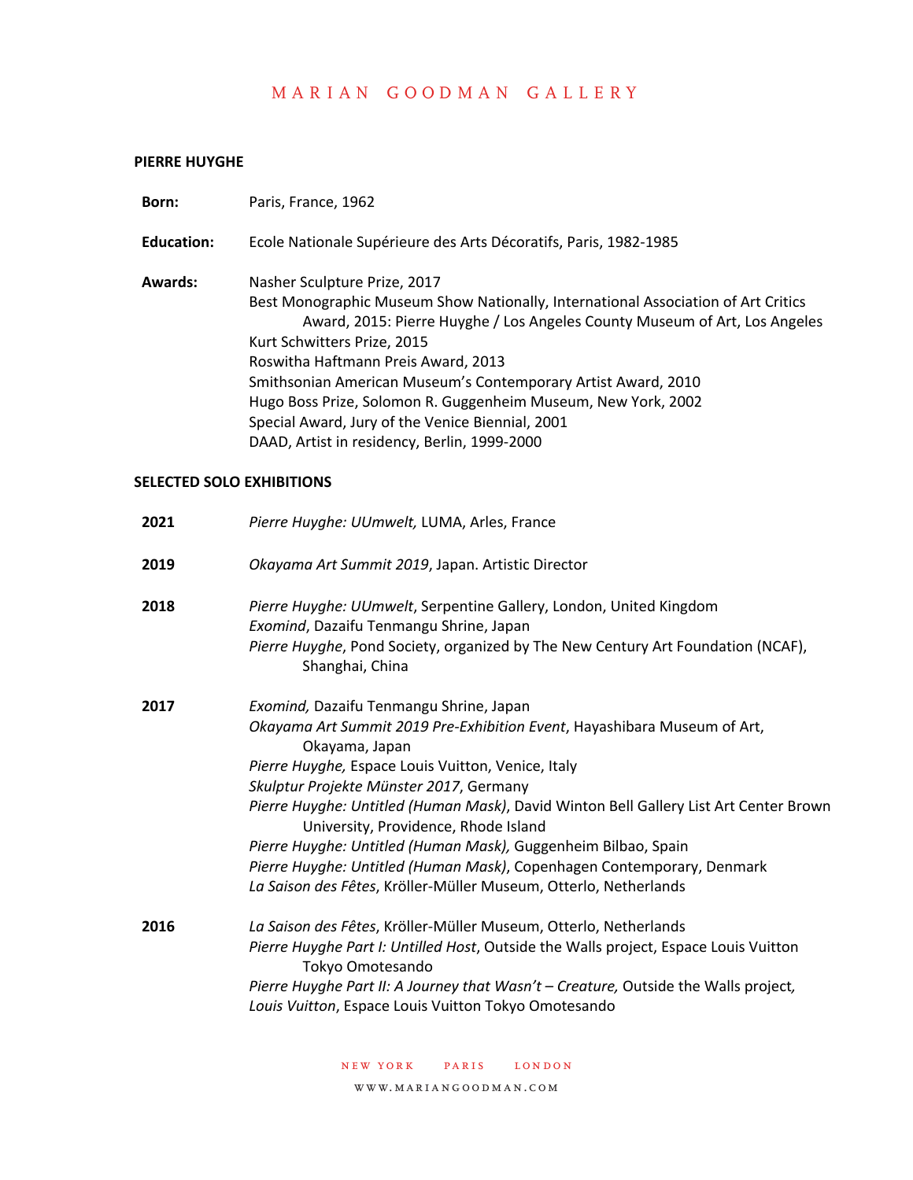MARIAN GOODMAN GALLERY

**PIERRE HUYGHE**

**Born:** Paris, France, 1962

**Education:** Ecole Nationale Supérieure des Arts Décoratifs, Paris, 1982-1985

**Awards:**
Nasher Sculpture Prize, 2017
Best Monographic Museum Show Nationally, International Association of Art Critics Award, 2015: Pierre Huyghe / Los Angeles County Museum of Art, Los Angeles
Kurt Schwitters Prize, 2015
Roswitha Haftmann Preis Award, 2013
Smithsonian American Museum's Contemporary Artist Award, 2010
Hugo Boss Prize, Solomon R. Guggenheim Museum, New York, 2002
Special Award, Jury of the Venice Biennial, 2001
DAAD, Artist in residency, Berlin, 1999-2000

**SELECTED SOLO EXHIBITIONS**

**2021**
*Pierre Huyghe: UUmwelt,* LUMA, Arles, France

**2019**
*Okayama Art Summit 2019*, Japan. Artistic Director

**2018**
*Pierre Huyghe: UUmwelt*, Serpentine Gallery, London, United Kingdom
*Exomind*, Dazaifu Tenmangu Shrine, Japan
*Pierre Huyghe*, Pond Society, organized by The New Century Art Foundation (NCAF), Shanghai, China

**2017**
*Exomind,* Dazaifu Tenmangu Shrine, Japan
*Okayama Art Summit 2019 Pre-Exhibition Event*, Hayashibara Museum of Art, Okayama, Japan
*Pierre Huyghe,* Espace Louis Vuitton, Venice, Italy
*Skulptur Projekte Münster 2017*, Germany
*Pierre Huyghe: Untitled (Human Mask)*, David Winton Bell Gallery List Art Center Brown University, Providence, Rhode Island
*Pierre Huyghe: Untitled (Human Mask),* Guggenheim Bilbao, Spain
*Pierre Huyghe: Untitled (Human Mask)*, Copenhagen Contemporary, Denmark
*La Saison des Fêtes*, Kröller-Müller Museum, Otterlo, Netherlands

**2016**
*La Saison des Fêtes*, Kröller-Müller Museum, Otterlo, Netherlands
*Pierre Huyghe Part I: Untilled Host*, Outside the Walls project, Espace Louis Vuitton Tokyo Omotesando
*Pierre Huyghe Part II: A Journey that Wasn't – Creature,* Outside the Walls project, *Louis Vuitton*, Espace Louis Vuitton Tokyo Omotesando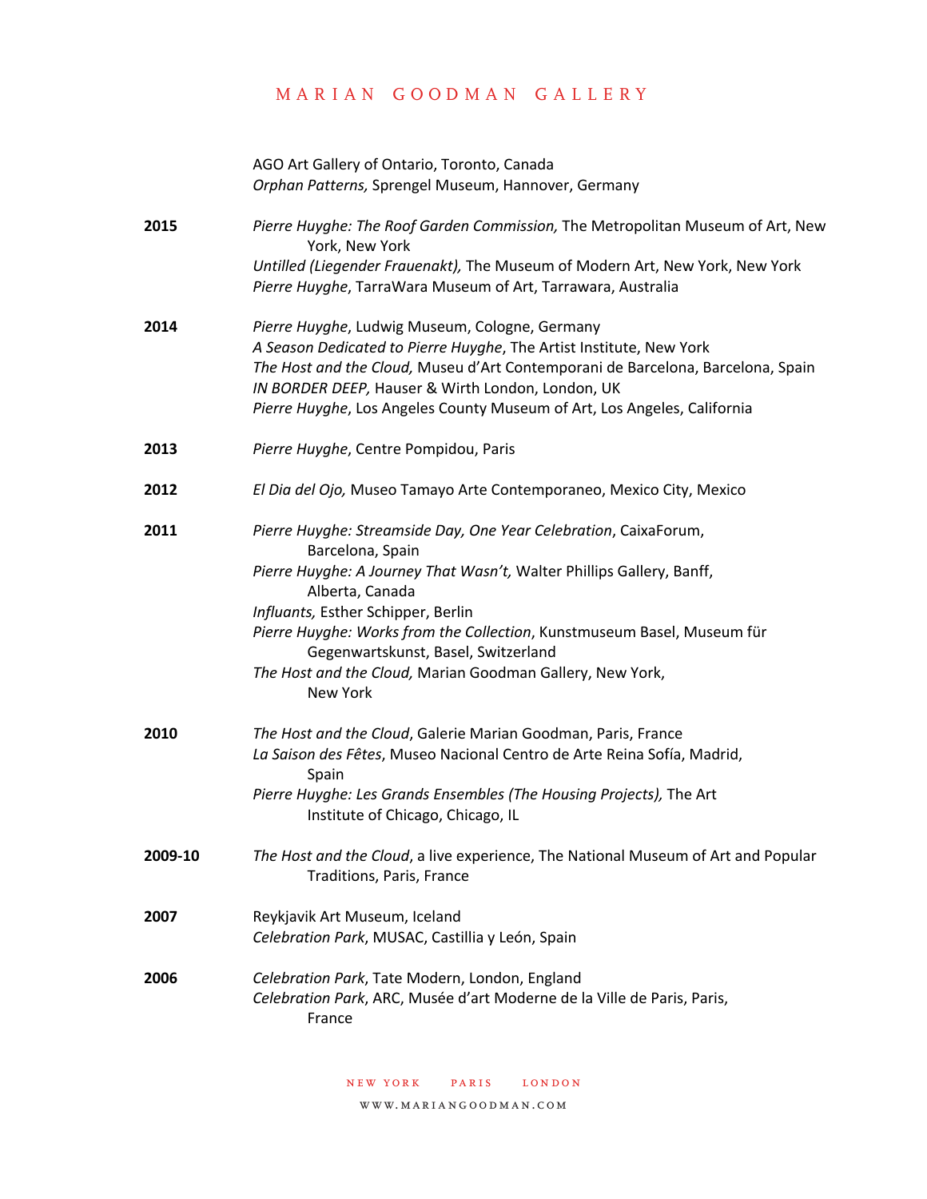AGO Art Gallery of Ontario, Toronto, Canada
*Orphan Patterns,* Sprengel Museum, Hannover, Germany

**2015** *Pierre Huyghe: The Roof Garden Commission,* The Metropolitan Museum of Art, New York, New York
*Untilled (Liegender Frauenakt),* The Museum of Modern Art, New York, New York
*Pierre Huyghe*, TarraWara Museum of Art, Tarrawara, Australia

**2014** *Pierre Huyghe*, Ludwig Museum, Cologne, Germany
*A Season Dedicated to Pierre Huyghe*, The Artist Institute, New York
*The Host and the Cloud,* Museu d'Art Contemporani de Barcelona, Barcelona, Spain
*IN BORDER DEEP,* Hauser & Wirth London, London, UK
*Pierre Huyghe*, Los Angeles County Museum of Art, Los Angeles, California

**2013** *Pierre Huyghe*, Centre Pompidou, Paris

**2012** *El Dia del Ojo,* Museo Tamayo Arte Contemporaneo, Mexico City, Mexico

**2011** *Pierre Huyghe: Streamside Day, One Year Celebration*, CaixaForum, Barcelona, Spain
*Pierre Huyghe: A Journey That Wasn't,* Walter Phillips Gallery, Banff, Alberta, Canada
*Influants,* Esther Schipper, Berlin
*Pierre Huyghe: Works from the Collection*, Kunstmuseum Basel, Museum für Gegenwartskunst, Basel, Switzerland
*The Host and the Cloud,* Marian Goodman Gallery, New York, New York

**2010** *The Host and the Cloud*, Galerie Marian Goodman, Paris, France
*La Saison des Fêtes*, Museo Nacional Centro de Arte Reina Sofía, Madrid, Spain
*Pierre Huyghe: Les Grands Ensembles (The Housing Projects),* The Art Institute of Chicago, Chicago, IL

**2009-10** *The Host and the Cloud*, a live experience, The National Museum of Art and Popular Traditions, Paris, France

**2007** Reykjavik Art Museum, Iceland
*Celebration Park*, MUSAC, Castillia y León, Spain

**2006** *Celebration Park*, Tate Modern, London, England
*Celebration Park*, ARC, Musée d'art Moderne de la Ville de Paris, Paris, France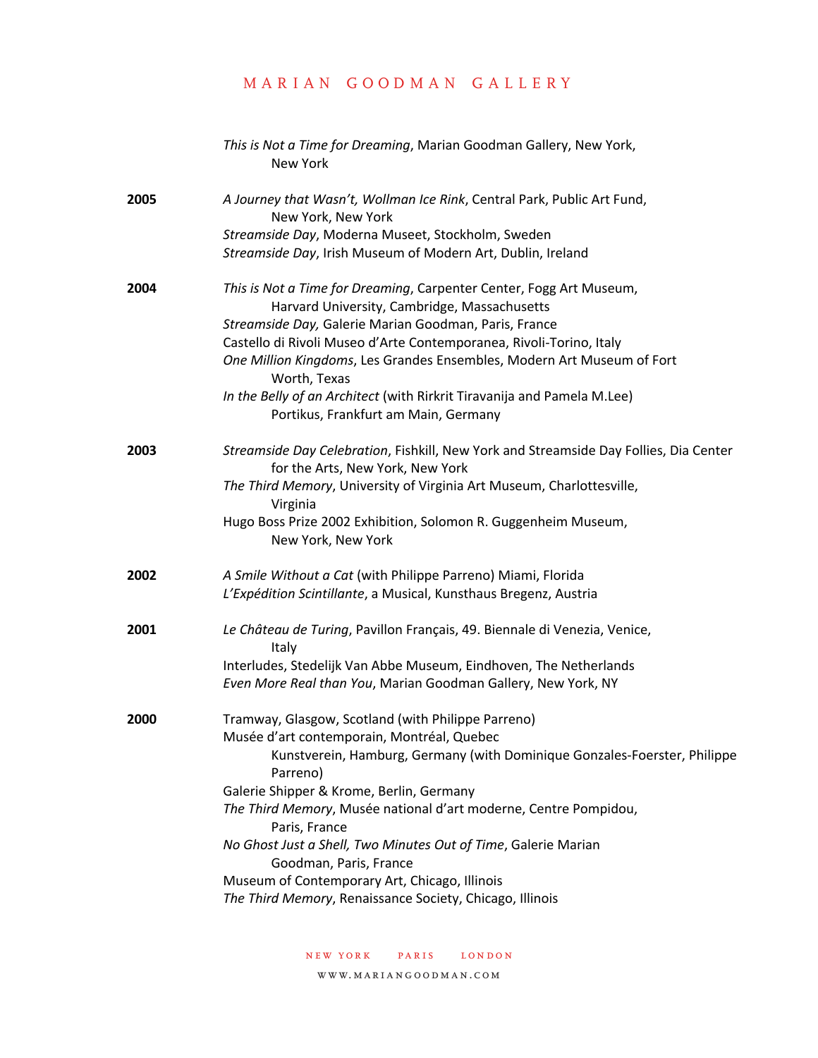*This is Not a Time for Dreaming*, Marian Goodman Gallery, New York, New York

**2005**

*A Journey that Wasn't, Wollman Ice Rink*, Central Park, Public Art Fund, New York, New York
*Streamside Day*, Moderna Museet, Stockholm, Sweden
*Streamside Day*, Irish Museum of Modern Art, Dublin, Ireland

**2004**

*This is Not a Time for Dreaming*, Carpenter Center, Fogg Art Museum, Harvard University, Cambridge, Massachusetts
*Streamside Day,* Galerie Marian Goodman, Paris, France
Castello di Rivoli Museo d'Arte Contemporanea, Rivoli-Torino, Italy
*One Million Kingdoms*, Les Grandes Ensembles, Modern Art Museum of Fort Worth, Texas
*In the Belly of an Architect* (with Rirkrit Tiravanija and Pamela M.Lee) Portikus, Frankfurt am Main, Germany

**2003**

*Streamside Day Celebration*, Fishkill, New York and Streamside Day Follies, Dia Center for the Arts, New York, New York
*The Third Memory*, University of Virginia Art Museum, Charlottesville, Virginia
Hugo Boss Prize 2002 Exhibition, Solomon R. Guggenheim Museum, New York, New York

**2002**

*A Smile Without a Cat* (with Philippe Parreno) Miami, Florida
*L'Expédition Scintillante*, a Musical, Kunsthaus Bregenz, Austria

**2001**

*Le Château de Turing*, Pavillon Français, 49. Biennale di Venezia, Venice, Italy
Interludes, Stedelijk Van Abbe Museum, Eindhoven, The Netherlands
*Even More Real than You*, Marian Goodman Gallery, New York, NY

**2000**

Tramway, Glasgow, Scotland (with Philippe Parreno)
Musée d'art contemporain, Montréal, Quebec
Kunstverein, Hamburg, Germany (with Dominique Gonzales-Foerster, Philippe Parreno)
Galerie Shipper & Krome, Berlin, Germany
*The Third Memory*, Musée national d'art moderne, Centre Pompidou, Paris, France
*No Ghost Just a Shell, Two Minutes Out of Time*, Galerie Marian Goodman, Paris, France
Museum of Contemporary Art, Chicago, Illinois
*The Third Memory*, Renaissance Society, Chicago, Illinois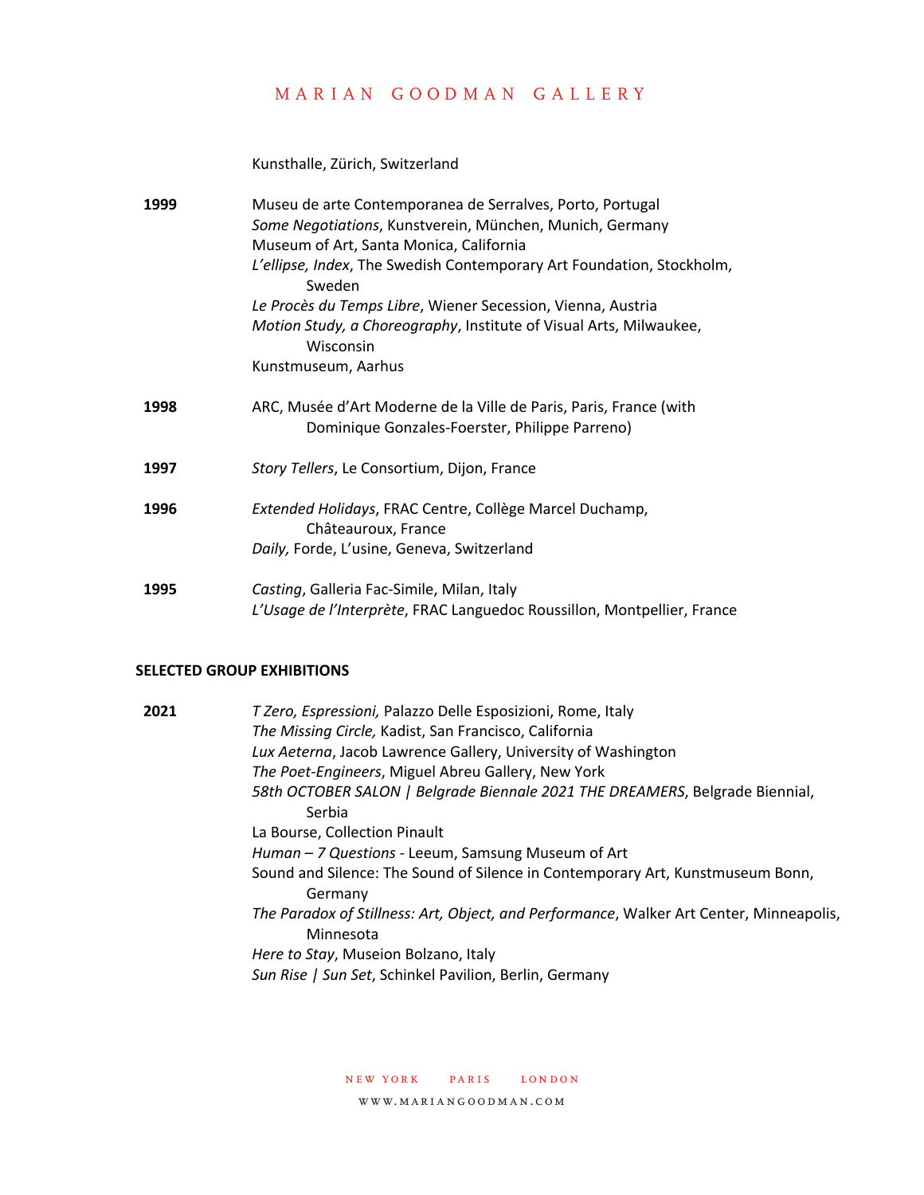Kunsthalle, Zürich, Switzerland

**1999**

Museu de arte Contemporanea de Serralves, Porto, Portugal
*Some Negotiations*, Kunstverein, München, Munich, Germany
Museum of Art, Santa Monica, California
*L'ellipse, Index*, The Swedish Contemporary Art Foundation, Stockholm, Sweden
*Le Procès du Temps Libre*, Wiener Secession, Vienna, Austria
*Motion Study, a Choreography*, Institute of Visual Arts, Milwaukee, Wisconsin
Kunstmuseum, Aarhus

**1998**

ARC, Musée d'Art Moderne de la Ville de Paris, Paris, France (with Dominique Gonzales-Foerster, Philippe Parreno)

**1997**

*Story Tellers*, Le Consortium, Dijon, France

**1996**

*Extended Holidays*, FRAC Centre, Collège Marcel Duchamp, Châteauroux, France
*Daily,* Forde, L'usine, Geneva, Switzerland

**1995**

*Casting*, Galleria Fac-Simile, Milan, Italy
*L'Usage de l'Interprète*, FRAC Languedoc Roussillon, Montpellier, France

## SELECTED GROUP EXHIBITIONS

**2021**

*T Zero, Espressioni,* Palazzo Delle Esposizioni, Rome, Italy
*The Missing Circle,* Kadist, San Francisco, California
*Lux Aeterna*, Jacob Lawrence Gallery, University of Washington
*The Poet-Engineers*, Miguel Abreu Gallery, New York
*58th OCTOBER SALON | Belgrade Biennale 2021 THE DREAMERS*, Belgrade Biennial, Serbia
La Bourse, Collection Pinault
*Human – 7 Questions* - Leeum, Samsung Museum of Art
Sound and Silence: The Sound of Silence in Contemporary Art, Kunstmuseum Bonn, Germany
*The Paradox of Stillness: Art, Object, and Performance*, Walker Art Center, Minneapolis, Minnesota
*Here to Stay*, Museion Bolzano, Italy
*Sun Rise | Sun Set*, Schinkel Pavilion, Berlin, Germany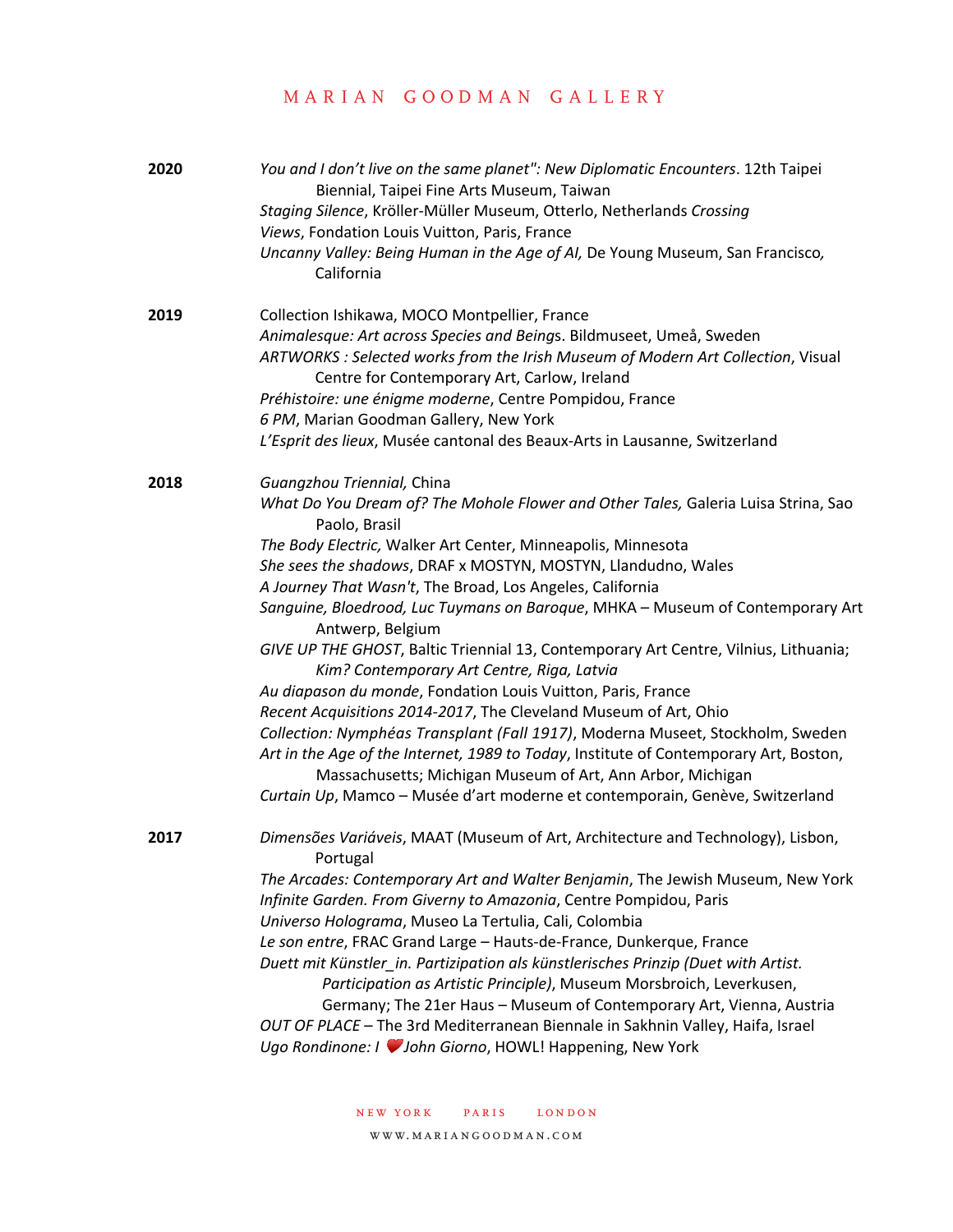**2020**

*You and I don't live on the same planet": New Diplomatic Encounters*. 12th Taipei Biennial, Taipei Fine Arts Museum, Taiwan
*Staging Silence*, Kröller-Müller Museum, Otterlo, Netherlands *Crossing Views*, Fondation Louis Vuitton, Paris, France
*Uncanny Valley: Being Human in the Age of AI,* De Young Museum, San Francisco, California

**2019**

Collection Ishikawa, MOCO Montpellier, France
*Animalesque: Art across Species and Being*s. Bildmuseet, Umeå, Sweden
*ARTWORKS : Selected works from the Irish Museum of Modern Art Collection*, Visual Centre for Contemporary Art, Carlow, Ireland
*Préhistoire: une énigme moderne*, Centre Pompidou, France
*6 PM*, Marian Goodman Gallery, New York
*L'Esprit des lieux*, Musée cantonal des Beaux-Arts in Lausanne, Switzerland

**2018**

*Guangzhou Triennial,* China
*What Do You Dream of? The Mohole Flower and Other Tales,* Galeria Luisa Strina, Sao Paolo, Brasil
*The Body Electric,* Walker Art Center, Minneapolis, Minnesota
*She sees the shadows*, DRAF x MOSTYN, MOSTYN, Llandudno, Wales
*A Journey That Wasn't*, The Broad, Los Angeles, California
*Sanguine, Bloedrood, Luc Tuymans on Baroque*, MHKA – Museum of Contemporary Art Antwerp, Belgium
*GIVE UP THE GHOST*, Baltic Triennial 13, Contemporary Art Centre, Vilnius, Lithuania; *Kim? Contemporary Art Centre, Riga, Latvia*
*Au diapason du monde*, Fondation Louis Vuitton, Paris, France
*Recent Acquisitions 2014-2017*, The Cleveland Museum of Art, Ohio
*Collection: Nymphéas Transplant (Fall 1917)*, Moderna Museet, Stockholm, Sweden
*Art in the Age of the Internet, 1989 to Today*, Institute of Contemporary Art, Boston, Massachusetts; Michigan Museum of Art, Ann Arbor, Michigan
*Curtain Up*, Mamco – Musée d'art moderne et contemporain, Genève, Switzerland

**2017**

*Dimensões Variáveis*, MAAT (Museum of Art, Architecture and Technology), Lisbon, Portugal
*The Arcades: Contemporary Art and Walter Benjamin*, The Jewish Museum, New York
*Infinite Garden. From Giverny to Amazonia*, Centre Pompidou, Paris
*Universo Holograma*, Museo La Tertulia, Cali, Colombia
*Le son entre*, FRAC Grand Large – Hauts-de-France, Dunkerque, France
*Duett mit Künstler_in. Partizipation als künstlerisches Prinzip (Duet with Artist. Participation as Artistic Principle)*, Museum Morsbroich, Leverkusen, Germany; The 21er Haus – Museum of Contemporary Art, Vienna, Austria
*OUT OF PLACE* – The 3rd Mediterranean Biennale in Sakhnin Valley, Haifa, Israel
*Ugo Rondinone: I ❤️ John Giorno*, HOWL! Happening, New York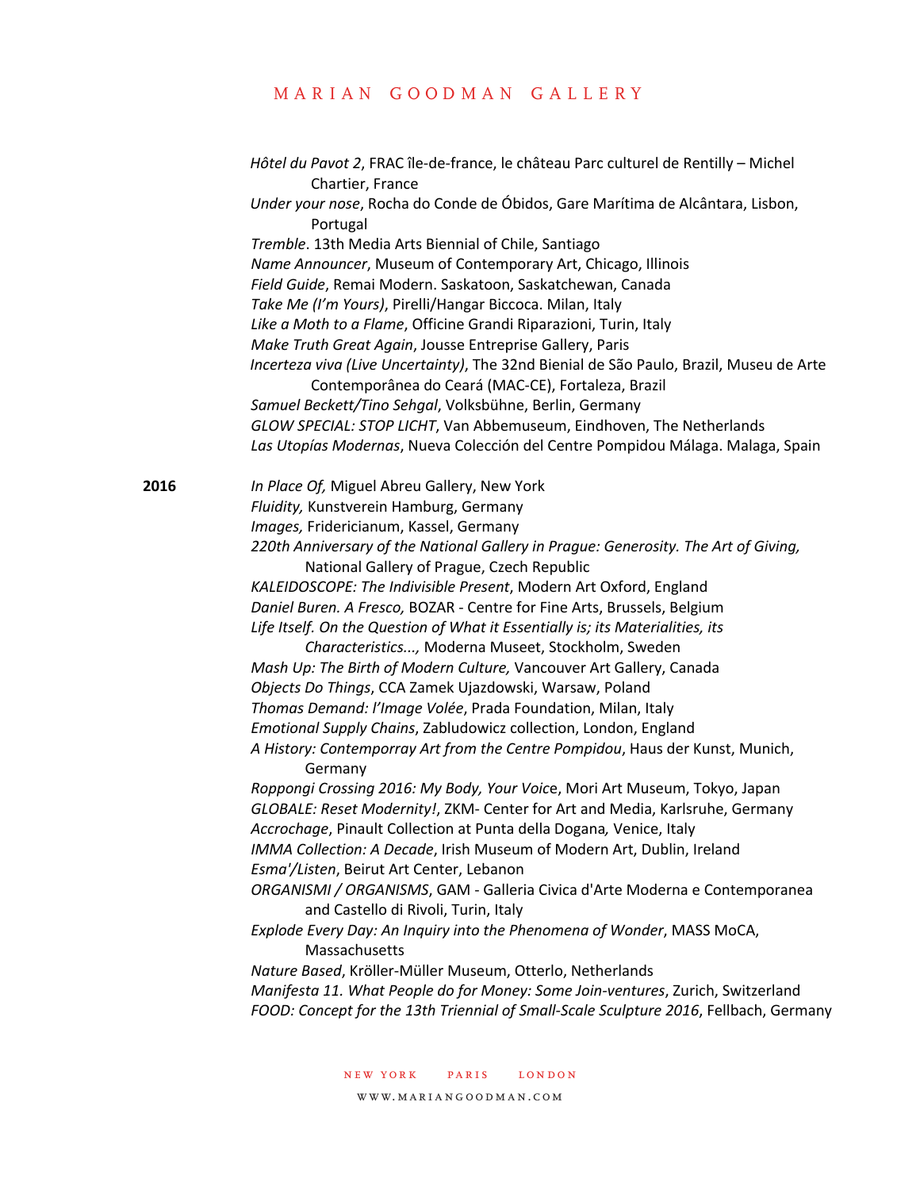*Hôtel du Pavot 2*, FRAC île-de-france, le château Parc culturel de Rentilly – Michel Chartier, France

*Under your nose*, Rocha do Conde de Óbidos, Gare Marítima de Alcântara, Lisbon, Portugal

*Tremble*. 13th Media Arts Biennial of Chile, Santiago

*Name Announcer*, Museum of Contemporary Art, Chicago, Illinois

*Field Guide*, Remai Modern. Saskatoon, Saskatchewan, Canada

*Take Me (I'm Yours)*, Pirelli/Hangar Biccoca. Milan, Italy

*Like a Moth to a Flame*, Officine Grandi Riparazioni, Turin, Italy

*Make Truth Great Again*, Jousse Entreprise Gallery, Paris

*Incerteza viva (Live Uncertainty)*, The 32nd Bienial de São Paulo, Brazil, Museu de Arte Contemporânea do Ceará (MAC-CE), Fortaleza, Brazil

*Samuel Beckett/Tino Sehgal*, Volksbühne, Berlin, Germany

*GLOW SPECIAL: STOP LICHT*, Van Abbemuseum, Eindhoven, The Netherlands

*Las Utopías Modernas*, Nueva Colección del Centre Pompidou Málaga. Malaga, Spain

**2016**

*In Place Of,* Miguel Abreu Gallery, New York

*Fluidity,* Kunstverein Hamburg, Germany

*Images,* Fridericianum, Kassel, Germany

*220th Anniversary of the National Gallery in Prague: Generosity. The Art of Giving,* National Gallery of Prague, Czech Republic

*KALEIDOSCOPE: The Indivisible Present*, Modern Art Oxford, England

*Daniel Buren. A Fresco,* BOZAR - Centre for Fine Arts, Brussels, Belgium

*Life Itself. On the Question of What it Essentially is; its Materialities, its Characteristics...,* Moderna Museet, Stockholm, Sweden

*Mash Up: The Birth of Modern Culture,* Vancouver Art Gallery, Canada

*Objects Do Things*, CCA Zamek Ujazdowski, Warsaw, Poland

*Thomas Demand: l'Image Volée*, Prada Foundation, Milan, Italy

*Emotional Supply Chains*, Zabludowicz collection, London, England

*A History: Contemporray Art from the Centre Pompidou*, Haus der Kunst, Munich, Germany

*Roppongi Crossing 2016: My Body, Your Voic*e, Mori Art Museum, Tokyo, Japan

*GLOBALE: Reset Modernity!*, ZKM- Center for Art and Media, Karlsruhe, Germany

*Accrochage*, Pinault Collection at Punta della Dogana*,* Venice, Italy

*IMMA Collection: A Decade*, Irish Museum of Modern Art, Dublin, Ireland

*Esma'/Listen*, Beirut Art Center, Lebanon

*ORGANISMI / ORGANISMS*, GAM - Galleria Civica d'Arte Moderna e Contemporanea and Castello di Rivoli, Turin, Italy

*Explode Every Day: An Inquiry into the Phenomena of Wonder*, MASS MoCA, Massachusetts

*Nature Based*, Kröller-Müller Museum, Otterlo, Netherlands

*Manifesta 11. What People do for Money: Some Join-ventures*, Zurich, Switzerland

*FOOD: Concept for the 13th Triennial of Small-Scale Sculpture 2016*, Fellbach, Germany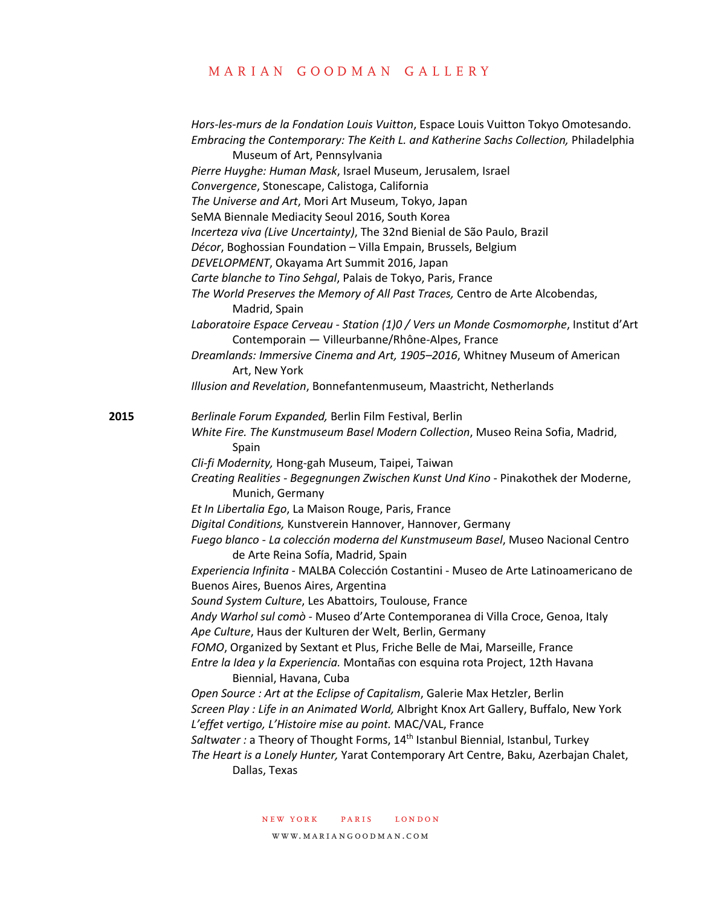*Hors-les-murs de la Fondation Louis Vuitton*, Espace Louis Vuitton Tokyo Omotesando.
*Embracing the Contemporary: The Keith L. and Katherine Sachs Collection,* Philadelphia Museum of Art, Pennsylvania
*Pierre Huyghe: Human Mask*, Israel Museum, Jerusalem, Israel
*Convergence*, Stonescape, Calistoga, California
*The Universe and Art*, Mori Art Museum, Tokyo, Japan
SeMA Biennale Mediacity Seoul 2016, South Korea
*Incerteza viva (Live Uncertainty)*, The 32nd Bienial de São Paulo, Brazil
*Décor*, Boghossian Foundation – Villa Empain, Brussels, Belgium
*DEVELOPMENT*, Okayama Art Summit 2016, Japan
*Carte blanche to Tino Sehgal*, Palais de Tokyo, Paris, France
*The World Preserves the Memory of All Past Traces,* Centro de Arte Alcobendas, Madrid, Spain
*Laboratoire Espace Cerveau - Station (1)0 / Vers un Monde Cosmomorphe*, Institut d'Art Contemporain — Villeurbanne/Rhône-Alpes, France
*Dreamlands: Immersive Cinema and Art, 1905–2016*, Whitney Museum of American Art, New York
*Illusion and Revelation*, Bonnefantenmuseum, Maastricht, Netherlands

**2015**

*Berlinale Forum Expanded,* Berlin Film Festival, Berlin
*White Fire. The Kunstmuseum Basel Modern Collection*, Museo Reina Sofia, Madrid, Spain
*Cli-fi Modernity,* Hong-gah Museum, Taipei, Taiwan
*Creating Realities - Begegnungen Zwischen Kunst Und Kino* - Pinakothek der Moderne, Munich, Germany
*Et In Libertalia Ego*, La Maison Rouge, Paris, France
*Digital Conditions,* Kunstverein Hannover, Hannover, Germany
*Fuego blanco - La colección moderna del Kunstmuseum Basel*, Museo Nacional Centro de Arte Reina Sofía, Madrid, Spain
*Experiencia Infinita* - MALBA Colección Costantini - Museo de Arte Latinoamericano de Buenos Aires, Buenos Aires, Argentina
*Sound System Culture*, Les Abattoirs, Toulouse, France
*Andy Warhol sul comò* - Museo d'Arte Contemporanea di Villa Croce, Genoa, Italy
*Ape Culture*, Haus der Kulturen der Welt, Berlin, Germany
*FOMO*, Organized by Sextant et Plus, Friche Belle de Mai, Marseille, France
*Entre la Idea y la Experiencia.* Montañas con esquina rota Project, 12th Havana Biennial, Havana, Cuba
*Open Source : Art at the Eclipse of Capitalism*, Galerie Max Hetzler, Berlin
*Screen Play : Life in an Animated World,* Albright Knox Art Gallery, Buffalo, New York
*L'effet vertigo, L'Histoire mise au point.* MAC/VAL, France
*Saltwater :* a Theory of Thought Forms, 14th Istanbul Biennial, Istanbul, Turkey
*The Heart is a Lonely Hunter,* Yarat Contemporary Art Centre, Baku, Azerbajan Chalet, Dallas, Texas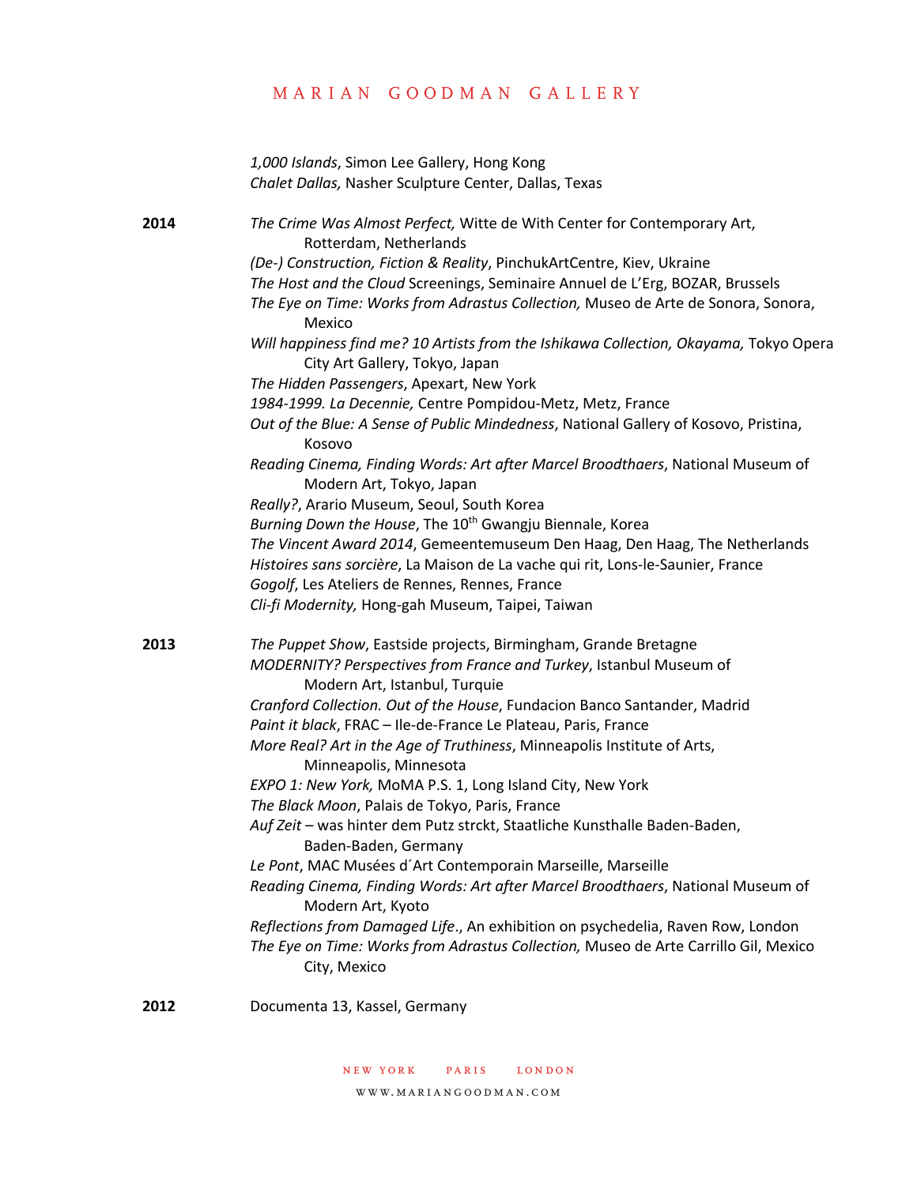*1,000 Islands*, Simon Lee Gallery, Hong Kong
*Chalet Dallas,* Nasher Sculpture Center, Dallas, Texas

**2014**

*The Crime Was Almost Perfect,* Witte de With Center for Contemporary Art, Rotterdam, Netherlands
*(De-) Construction, Fiction & Reality*, PinchukArtCentre, Kiev, Ukraine
*The Host and the Cloud* Screenings, Seminaire Annuel de L'Erg, BOZAR, Brussels
*The Eye on Time: Works from Adrastus Collection,* Museo de Arte de Sonora, Sonora, Mexico
*Will happiness find me? 10 Artists from the Ishikawa Collection, Okayama,* Tokyo Opera City Art Gallery, Tokyo, Japan
*The Hidden Passengers*, Apexart, New York
*1984-1999. La Decennie,* Centre Pompidou-Metz, Metz, France
*Out of the Blue: A Sense of Public Mindedness*, National Gallery of Kosovo, Pristina, Kosovo
*Reading Cinema, Finding Words: Art after Marcel Broodthaers*, National Museum of Modern Art, Tokyo, Japan
*Really?*, Arario Museum, Seoul, South Korea
*Burning Down the House*, The 10th Gwangju Biennale, Korea
*The Vincent Award 2014*, Gemeentemuseum Den Haag, Den Haag, The Netherlands
*Histoires sans sorcière*, La Maison de La vache qui rit, Lons-le-Saunier, France
*Gogolf*, Les Ateliers de Rennes, Rennes, France
*Cli-fi Modernity,* Hong-gah Museum, Taipei, Taiwan

**2013**

*The Puppet Show*, Eastside projects, Birmingham, Grande Bretagne
*MODERNITY? Perspectives from France and Turkey*, Istanbul Museum of Modern Art, Istanbul, Turquie
*Cranford Collection. Out of the House*, Fundacion Banco Santander, Madrid
*Paint it black*, FRAC – Ile-de-France Le Plateau, Paris, France
*More Real? Art in the Age of Truthiness*, Minneapolis Institute of Arts, Minneapolis, Minnesota
*EXPO 1: New York,* MoMA P.S. 1, Long Island City, New York
*The Black Moon*, Palais de Tokyo, Paris, France
*Auf Zeit* – was hinter dem Putz strckt, Staatliche Kunsthalle Baden-Baden, Baden-Baden, Germany
*Le Pont*, MAC Musées d´Art Contemporain Marseille, Marseille
*Reading Cinema, Finding Words: Art after Marcel Broodthaers*, National Museum of Modern Art, Kyoto
*Reflections from Damaged Life*., An exhibition on psychedelia, Raven Row, London
*The Eye on Time: Works from Adrastus Collection,* Museo de Arte Carrillo Gil, Mexico City, Mexico

**2012**

Documenta 13, Kassel, Germany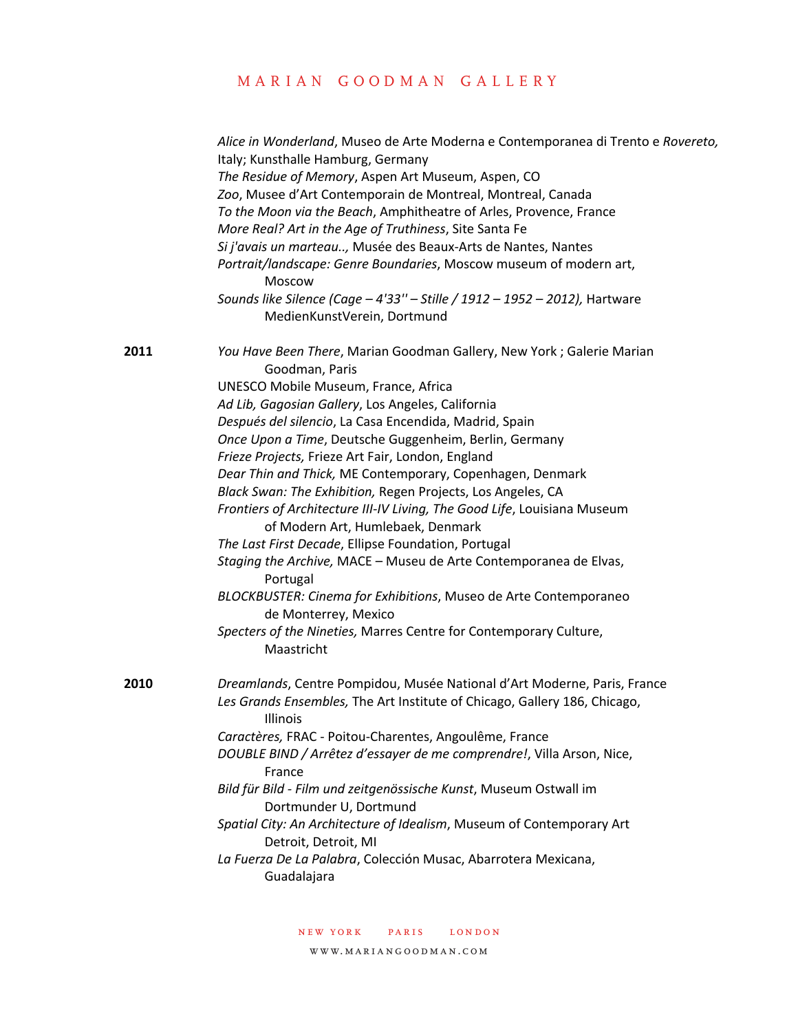*Alice in Wonderland*, Museo de Arte Moderna e Contemporanea di Trento e *Rovereto,* Italy; Kunsthalle Hamburg, Germany
*The Residue of Memory*, Aspen Art Museum, Aspen, CO
*Zoo*, Musee d'Art Contemporain de Montreal, Montreal, Canada
*To the Moon via the Beach*, Amphitheatre of Arles, Provence, France
*More Real? Art in the Age of Truthiness*, Site Santa Fe
*Si j'avais un marteau..,* Musée des Beaux-Arts de Nantes, Nantes
*Portrait/landscape: Genre Boundaries*, Moscow museum of modern art, Moscow
*Sounds like Silence (Cage – 4'33'' – Stille / 1912 – 1952 – 2012),* Hartware MedienKunstVerein, Dortmund

**2011**

*You Have Been There*, Marian Goodman Gallery, New York ; Galerie Marian Goodman, Paris
UNESCO Mobile Museum, France, Africa
*Ad Lib, Gagosian Gallery*, Los Angeles, California
*Después del silencio*, La Casa Encendida, Madrid, Spain
*Once Upon a Time*, Deutsche Guggenheim, Berlin, Germany
*Frieze Projects,* Frieze Art Fair, London, England
*Dear Thin and Thick,* ME Contemporary, Copenhagen, Denmark
*Black Swan: The Exhibition,* Regen Projects, Los Angeles, CA
*Frontiers of Architecture III-IV Living, The Good Life*, Louisiana Museum of Modern Art, Humlebaek, Denmark
*The Last First Decade*, Ellipse Foundation, Portugal
*Staging the Archive,* MACE – Museu de Arte Contemporanea de Elvas, Portugal
*BLOCKBUSTER: Cinema for Exhibitions*, Museo de Arte Contemporaneo de Monterrey, Mexico
*Specters of the Nineties,* Marres Centre for Contemporary Culture, Maastricht

**2010**

*Dreamlands*, Centre Pompidou, Musée National d'Art Moderne, Paris, France
*Les Grands Ensembles,* The Art Institute of Chicago, Gallery 186, Chicago, Illinois
*Caractères,* FRAC - Poitou-Charentes, Angoulême, France
*DOUBLE BIND / Arrêtez d'essayer de me comprendre!*, Villa Arson, Nice, France
*Bild für Bild - Film und zeitgenössische Kunst*, Museum Ostwall im Dortmunder U, Dortmund
*Spatial City: An Architecture of Idealism*, Museum of Contemporary Art Detroit, Detroit, MI
*La Fuerza De La Palabra*, Colección Musac, Abarrotera Mexicana, Guadalajara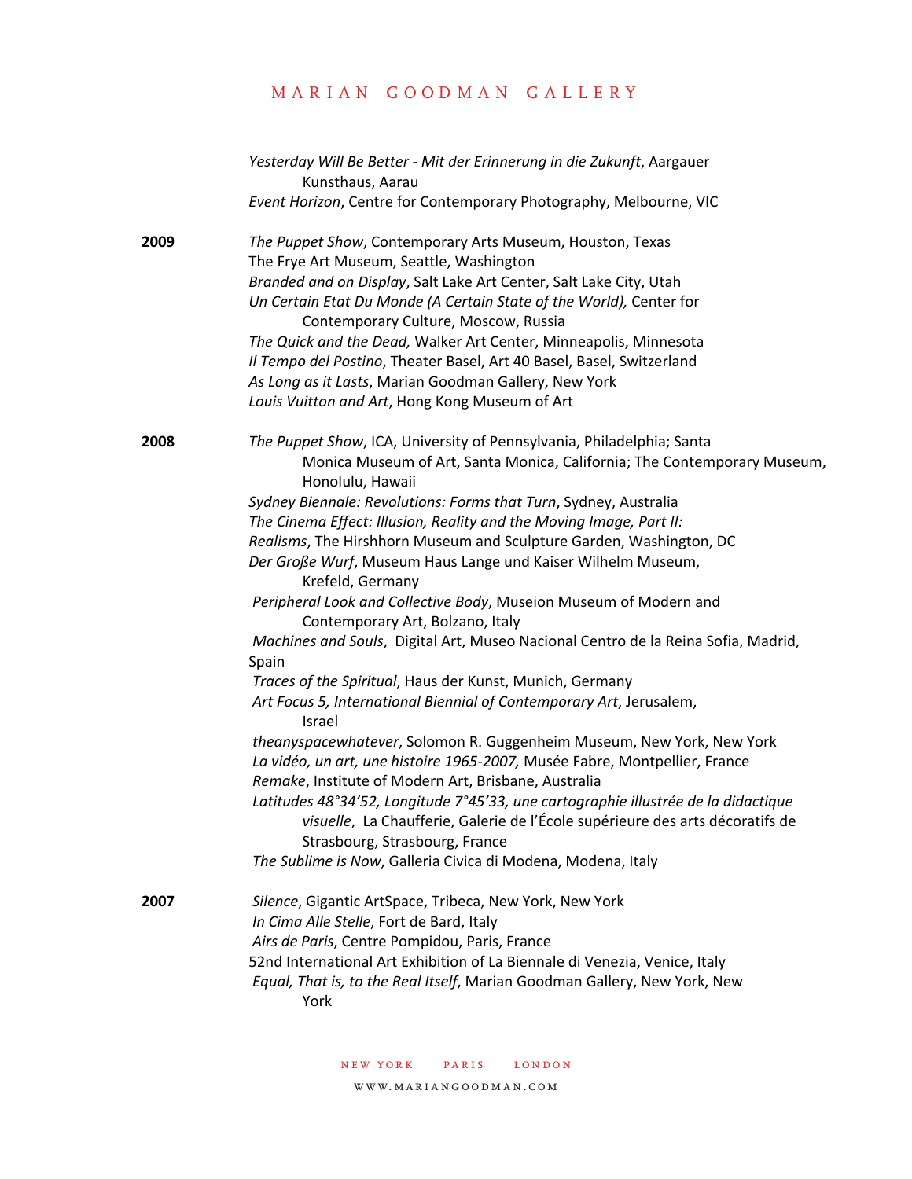*Yesterday Will Be Better - Mit der Erinnerung in die Zukunft*, Aargauer Kunsthaus, Aarau
*Event Horizon*, Centre for Contemporary Photography, Melbourne, VIC

**2009**

*The Puppet Show*, Contemporary Arts Museum, Houston, Texas
The Frye Art Museum, Seattle, Washington
*Branded and on Display*, Salt Lake Art Center, Salt Lake City, Utah
*Un Certain Etat Du Monde (A Certain State of the World),* Center for Contemporary Culture, Moscow, Russia
*The Quick and the Dead,* Walker Art Center, Minneapolis, Minnesota
*Il Tempo del Postino*, Theater Basel, Art 40 Basel, Basel, Switzerland
*As Long as it Lasts*, Marian Goodman Gallery, New York
*Louis Vuitton and Art*, Hong Kong Museum of Art

**2008**

*The Puppet Show*, ICA, University of Pennsylvania, Philadelphia; Santa Monica Museum of Art, Santa Monica, California; The Contemporary Museum, Honolulu, Hawaii
*Sydney Biennale: Revolutions: Forms that Turn*, Sydney, Australia
*The Cinema Effect: Illusion, Reality and the Moving Image, Part II: Realisms*, The Hirshhorn Museum and Sculpture Garden, Washington, DC
*Der Große Wurf*, Museum Haus Lange und Kaiser Wilhelm Museum, Krefeld, Germany
*Peripheral Look and Collective Body*, Museion Museum of Modern and Contemporary Art, Bolzano, Italy
*Machines and Souls*, Digital Art, Museo Nacional Centro de la Reina Sofia, Madrid, Spain
*Traces of the Spiritual*, Haus der Kunst, Munich, Germany
*Art Focus 5, International Biennial of Contemporary Art*, Jerusalem, Israel
*theanyspacewhatever*, Solomon R. Guggenheim Museum, New York, New York
*La vidéo, un art, une histoire 1965-2007,* Musée Fabre, Montpellier, France
*Remake*, Institute of Modern Art, Brisbane, Australia
*Latitudes 48°34'52, Longitude 7°45'33, une cartographie illustrée de la didactique visuelle*, La Chaufferie, Galerie de l'École supérieure des arts décoratifs de Strasbourg, Strasbourg, France
*The Sublime is Now*, Galleria Civica di Modena, Modena, Italy

**2007**

*Silence*, Gigantic ArtSpace, Tribeca, New York, New York
*In Cima Alle Stelle*, Fort de Bard, Italy
*Airs de Paris*, Centre Pompidou, Paris, France
52nd International Art Exhibition of La Biennale di Venezia, Venice, Italy
*Equal, That is, to the Real Itself*, Marian Goodman Gallery, New York, New York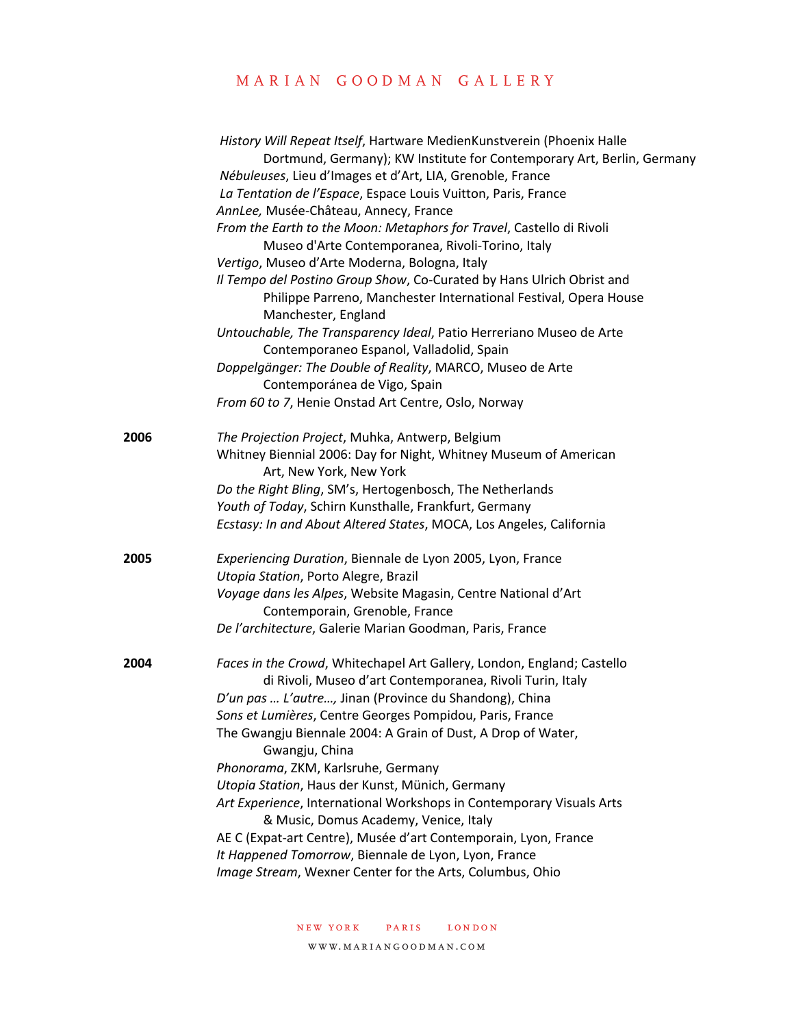*History Will Repeat Itself*, Hartware MedienKunstverein (Phoenix Halle Dortmund, Germany); KW Institute for Contemporary Art, Berlin, Germany
*Nébuleuses*, Lieu d'Images et d'Art, LIA, Grenoble, France
*La Tentation de l'Espace*, Espace Louis Vuitton, Paris, France
*AnnLee,* Musée-Château, Annecy, France
*From the Earth to the Moon: Metaphors for Travel*, Castello di Rivoli Museo d'Arte Contemporanea, Rivoli-Torino, Italy
*Vertigo*, Museo d'Arte Moderna, Bologna, Italy
*Il Tempo del Postino Group Show*, Co-Curated by Hans Ulrich Obrist and Philippe Parreno, Manchester International Festival, Opera House Manchester, England
*Untouchable, The Transparency Ideal*, Patio Herreriano Museo de Arte Contemporaneo Espanol, Valladolid, Spain
*Doppelgänger: The Double of Reality*, MARCO, Museo de Arte Contemporánea de Vigo, Spain
*From 60 to 7*, Henie Onstad Art Centre, Oslo, Norway

**2006**
*The Projection Project*, Muhka, Antwerp, Belgium
Whitney Biennial 2006: Day for Night, Whitney Museum of American Art, New York, New York
*Do the Right Bling*, SM's, Hertogenbosch, The Netherlands
*Youth of Today*, Schirn Kunsthalle, Frankfurt, Germany
*Ecstasy: In and About Altered States*, MOCA, Los Angeles, California

**2005**
*Experiencing Duration*, Biennale de Lyon 2005, Lyon, France
*Utopia Station*, Porto Alegre, Brazil
*Voyage dans les Alpes*, Website Magasin, Centre National d'Art Contemporain, Grenoble, France
*De l'architecture*, Galerie Marian Goodman, Paris, France

**2004**
*Faces in the Crowd*, Whitechapel Art Gallery, London, England; Castello di Rivoli, Museo d'art Contemporanea, Rivoli Turin, Italy
*D'un pas … L'autre…,* Jinan (Province du Shandong), China
*Sons et Lumières*, Centre Georges Pompidou, Paris, France
The Gwangju Biennale 2004: A Grain of Dust, A Drop of Water, Gwangju, China
*Phonorama*, ZKM, Karlsruhe, Germany
*Utopia Station*, Haus der Kunst, Münich, Germany
*Art Experience*, International Workshops in Contemporary Visuals Arts & Music, Domus Academy, Venice, Italy
AE C (Expat-art Centre), Musée d'art Contemporain, Lyon, France
*It Happened Tomorrow*, Biennale de Lyon, Lyon, France
*Image Stream*, Wexner Center for the Arts, Columbus, Ohio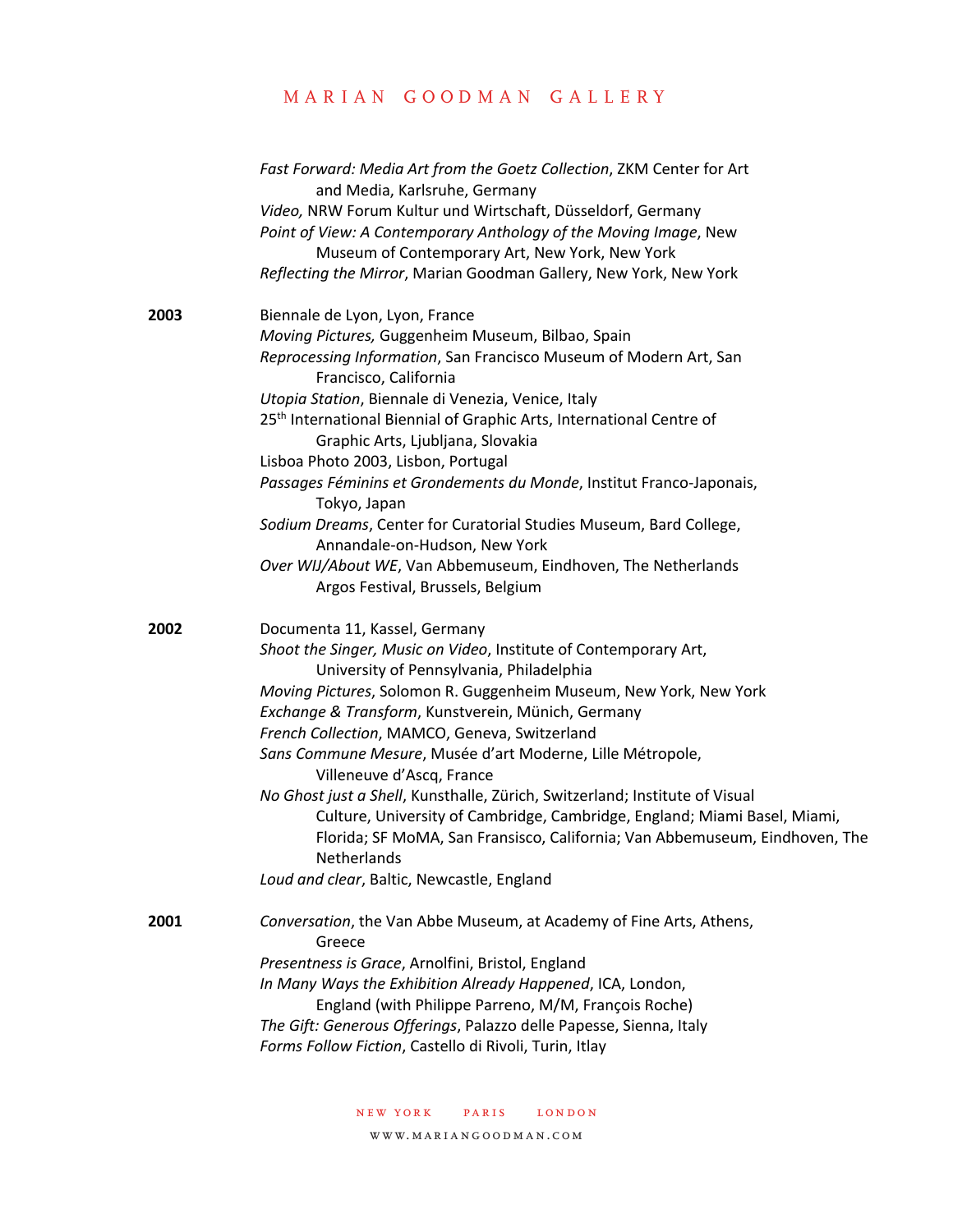*Fast Forward: Media Art from the Goetz Collection*, ZKM Center for Art and Media, Karlsruhe, Germany
*Video,* NRW Forum Kultur und Wirtschaft, Düsseldorf, Germany
*Point of View: A Contemporary Anthology of the Moving Image*, New Museum of Contemporary Art, New York, New York
*Reflecting the Mirror*, Marian Goodman Gallery, New York, New York

**2003**

Biennale de Lyon, Lyon, France
*Moving Pictures,* Guggenheim Museum, Bilbao, Spain
*Reprocessing Information*, San Francisco Museum of Modern Art, San Francisco, California
*Utopia Station*, Biennale di Venezia, Venice, Italy
25th International Biennial of Graphic Arts, International Centre of Graphic Arts, Ljubljana, Slovakia
Lisboa Photo 2003, Lisbon, Portugal
*Passages Féminins et Grondements du Monde*, Institut Franco-Japonais, Tokyo, Japan
*Sodium Dreams*, Center for Curatorial Studies Museum, Bard College, Annandale-on-Hudson, New York
*Over WIJ/About WE*, Van Abbemuseum, Eindhoven, The Netherlands
Argos Festival, Brussels, Belgium

**2002**

Documenta 11, Kassel, Germany
*Shoot the Singer, Music on Video*, Institute of Contemporary Art, University of Pennsylvania, Philadelphia
*Moving Pictures*, Solomon R. Guggenheim Museum, New York, New York
*Exchange & Transform*, Kunstverein, Münich, Germany
*French Collection*, MAMCO, Geneva, Switzerland
*Sans Commune Mesure*, Musée d'art Moderne, Lille Métropole, Villeneuve d'Ascq, France
*No Ghost just a Shell*, Kunsthalle, Zürich, Switzerland; Institute of Visual Culture, University of Cambridge, Cambridge, England; Miami Basel, Miami, Florida; SF MoMA, San Fransisco, California; Van Abbemuseum, Eindhoven, The Netherlands
*Loud and clear*, Baltic, Newcastle, England

**2001**

*Conversation*, the Van Abbe Museum, at Academy of Fine Arts, Athens, Greece
*Presentness is Grace*, Arnolfini, Bristol, England
*In Many Ways the Exhibition Already Happened*, ICA, London, England (with Philippe Parreno, M/M, François Roche)
*The Gift: Generous Offerings*, Palazzo delle Papesse, Sienna, Italy
*Forms Follow Fiction*, Castello di Rivoli, Turin, Itlay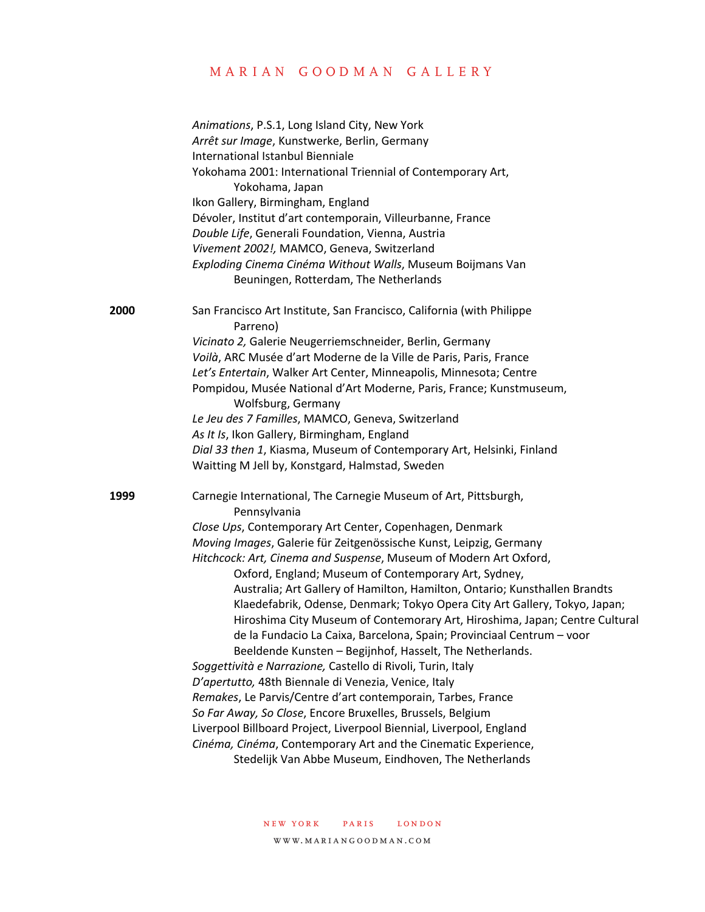*Animations*, P.S.1, Long Island City, New York
*Arrêt sur Image*, Kunstwerke, Berlin, Germany
International Istanbul Bienniale
Yokohama 2001: International Triennial of Contemporary Art, Yokohama, Japan
Ikon Gallery, Birmingham, England
Dévoler, Institut d'art contemporain, Villeurbanne, France
*Double Life*, Generali Foundation, Vienna, Austria
*Vivement 2002!,* MAMCO, Geneva, Switzerland
*Exploding Cinema Cinéma Without Walls*, Museum Boijmans Van Beuningen, Rotterdam, The Netherlands

**2000**

San Francisco Art Institute, San Francisco, California (with Philippe Parreno)
*Vicinato 2,* Galerie Neugerriemschneider, Berlin, Germany
*Voilà*, ARC Musée d'art Moderne de la Ville de Paris, Paris, France
*Let's Entertain*, Walker Art Center, Minneapolis, Minnesota; Centre Pompidou, Musée National d'Art Moderne, Paris, France; Kunstmuseum, Wolfsburg, Germany
*Le Jeu des 7 Familles*, MAMCO, Geneva, Switzerland
*As It Is*, Ikon Gallery, Birmingham, England
*Dial 33 then 1*, Kiasma, Museum of Contemporary Art, Helsinki, Finland
Waitting M Jell by, Konstgard, Halmstad, Sweden

**1999**

Carnegie International, The Carnegie Museum of Art, Pittsburgh, Pennsylvania
*Close Ups*, Contemporary Art Center, Copenhagen, Denmark
*Moving Images*, Galerie für Zeitgenössische Kunst, Leipzig, Germany
*Hitchcock: Art, Cinema and Suspense*, Museum of Modern Art Oxford, Oxford, England; Museum of Contemporary Art, Sydney, Australia; Art Gallery of Hamilton, Hamilton, Ontario; Kunsthallen Brandts Klaedefabrik, Odense, Denmark; Tokyo Opera City Art Gallery, Tokyo, Japan; Hiroshima City Museum of Contemorary Art, Hiroshima, Japan; Centre Cultural de la Fundacio La Caixa, Barcelona, Spain; Provinciaal Centrum – voor Beeldende Kunsten – Begijnhof, Hasselt, The Netherlands.
*Soggettività e Narrazione,* Castello di Rivoli, Turin, Italy
*D'apertutto,* 48th Biennale di Venezia, Venice, Italy
*Remakes*, Le Parvis/Centre d'art contemporain, Tarbes, France
*So Far Away, So Close*, Encore Bruxelles, Brussels, Belgium
Liverpool Billboard Project, Liverpool Biennial, Liverpool, England
*Cinéma, Cinéma*, Contemporary Art and the Cinematic Experience, Stedelijk Van Abbe Museum, Eindhoven, The Netherlands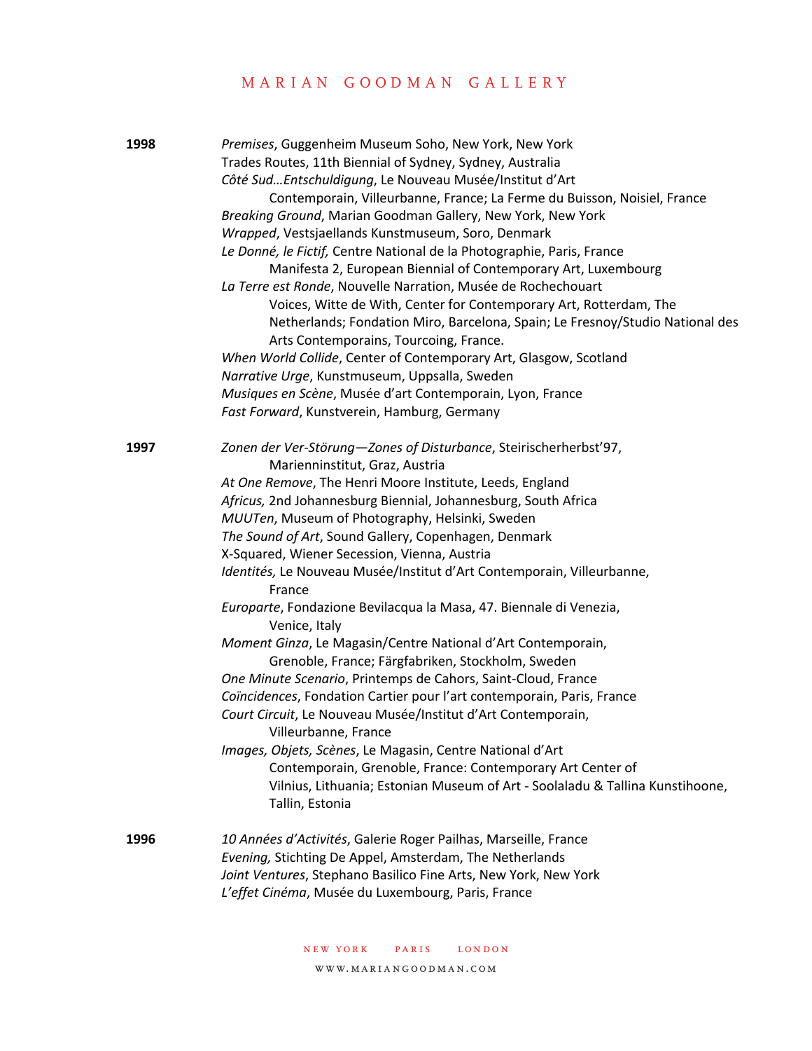**1998**

*Premises*, Guggenheim Museum Soho, New York, New York
Trades Routes, 11th Biennial of Sydney, Sydney, Australia
*Côté Sud…Entschuldigung*, Le Nouveau Musée/Institut d'Art Contemporain, Villeurbanne, France; La Ferme du Buisson, Noisiel, France
*Breaking Ground*, Marian Goodman Gallery, New York, New York
*Wrapped*, Vestsjaellands Kunstmuseum, Soro, Denmark
*Le Donné, le Fictif,* Centre National de la Photographie, Paris, France
Manifesta 2, European Biennial of Contemporary Art, Luxembourg
*La Terre est Ronde*, Nouvelle Narration, Musée de Rochechouart
Voices, Witte de With, Center for Contemporary Art, Rotterdam, The Netherlands; Fondation Miro, Barcelona, Spain; Le Fresnoy/Studio National des Arts Contemporains, Tourcoing, France.
*When World Collide*, Center of Contemporary Art, Glasgow, Scotland
*Narrative Urge*, Kunstmuseum, Uppsalla, Sweden
*Musiques en Scène*, Musée d'art Contemporain, Lyon, France
*Fast Forward*, Kunstverein, Hamburg, Germany

**1997**

*Zonen der Ver-Störung—Zones of Disturbance*, Steirischerherbst'97, Marienninstitut, Graz, Austria
*At One Remove*, The Henri Moore Institute, Leeds, England
*Africus,* 2nd Johannesburg Biennial, Johannesburg, South Africa
*MUUTen*, Museum of Photography, Helsinki, Sweden
*The Sound of Art*, Sound Gallery, Copenhagen, Denmark
X-Squared, Wiener Secession, Vienna, Austria
*Identités,* Le Nouveau Musée/Institut d'Art Contemporain, Villeurbanne, France
*Europarte*, Fondazione Bevilacqua la Masa, 47. Biennale di Venezia, Venice, Italy
*Moment Ginza*, Le Magasin/Centre National d'Art Contemporain, Grenoble, France; Färgfabriken, Stockholm, Sweden
*One Minute Scenario*, Printemps de Cahors, Saint-Cloud, France
*Coïncidences*, Fondation Cartier pour l'art contemporain, Paris, France
*Court Circuit*, Le Nouveau Musée/Institut d'Art Contemporain, Villeurbanne, France
*Images, Objets, Scènes*, Le Magasin, Centre National d'Art Contemporain, Grenoble, France: Contemporary Art Center of Vilnius, Lithuania; Estonian Museum of Art - Soolaladu & Tallina Kunstihoone, Tallin, Estonia

**1996**

*10 Années d'Activités*, Galerie Roger Pailhas, Marseille, France
*Evening,* Stichting De Appel, Amsterdam, The Netherlands
*Joint Ventures*, Stephano Basilico Fine Arts, New York, New York
*L'effet Cinéma*, Musée du Luxembourg, Paris, France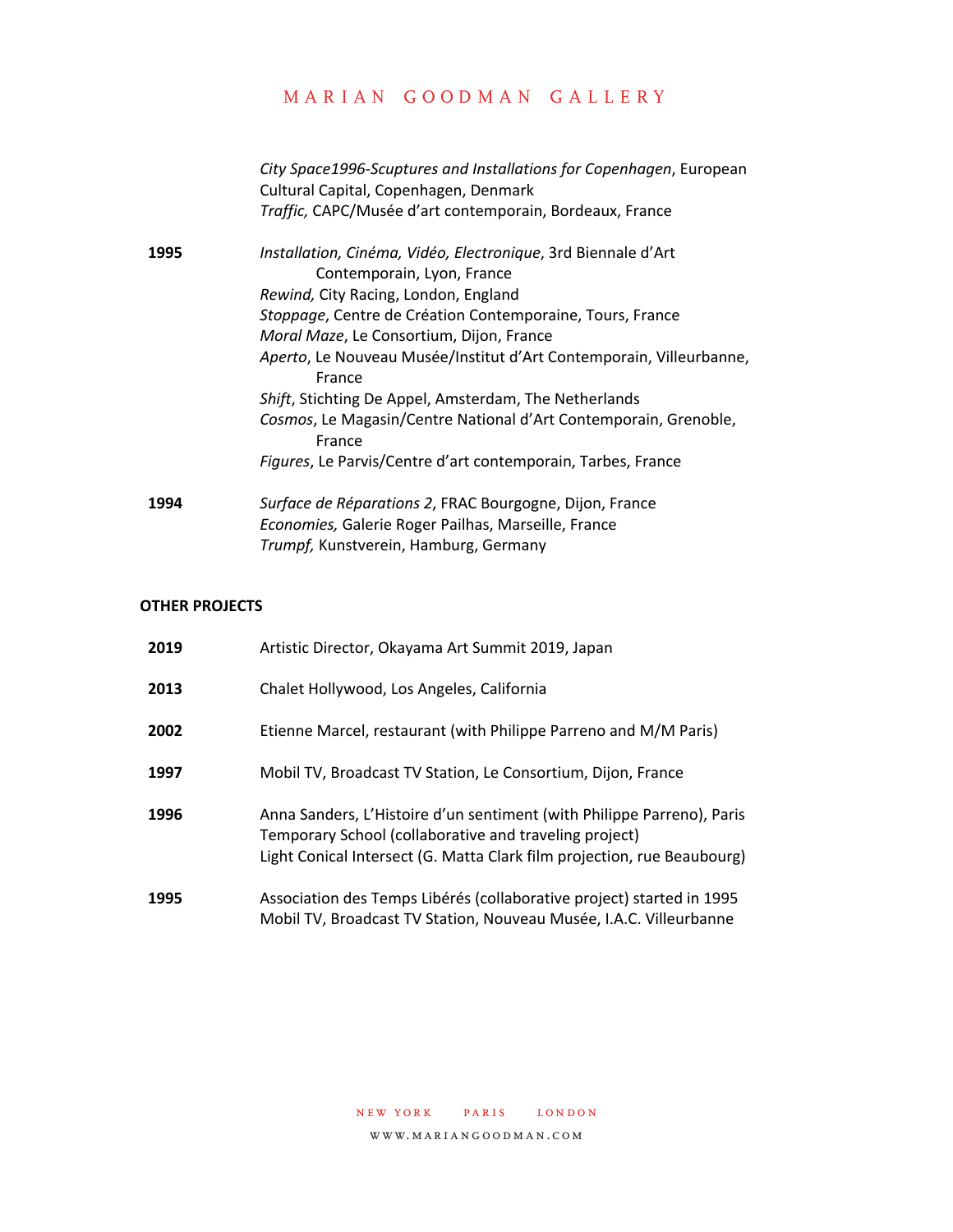*City Space1996-Scuptures and Installations for Copenhagen*, European Cultural Capital, Copenhagen, Denmark
*Traffic,* CAPC/Musée d'art contemporain, Bordeaux, France

**1995**

*Installation, Cinéma, Vidéo, Electronique*, 3rd Biennale d'Art Contemporain, Lyon, France
*Rewind,* City Racing, London, England
*Stoppage*, Centre de Création Contemporaine, Tours, France
*Moral Maze*, Le Consortium, Dijon, France
*Aperto*, Le Nouveau Musée/Institut d'Art Contemporain, Villeurbanne, France
*Shift*, Stichting De Appel, Amsterdam, The Netherlands
*Cosmos*, Le Magasin/Centre National d'Art Contemporain, Grenoble, France
*Figures*, Le Parvis/Centre d'art contemporain, Tarbes, France

**1994**

*Surface de Réparations 2*, FRAC Bourgogne, Dijon, France
*Economies,* Galerie Roger Pailhas, Marseille, France
*Trumpf,* Kunstverein, Hamburg, Germany

## OTHER PROJECTS

**2019**

Artistic Director, Okayama Art Summit 2019, Japan

**2013**

Chalet Hollywood, Los Angeles, California

**2002**

Etienne Marcel, restaurant (with Philippe Parreno and M/M Paris)

**1997**

Mobil TV, Broadcast TV Station, Le Consortium, Dijon, France

**1996**

Anna Sanders, L'Histoire d'un sentiment (with Philippe Parreno), Paris
Temporary School (collaborative and traveling project)
Light Conical Intersect (G. Matta Clark film projection, rue Beaubourg)

**1995**

Association des Temps Libérés (collaborative project) started in 1995
Mobil TV, Broadcast TV Station, Nouveau Musée, I.A.C. Villeurbanne